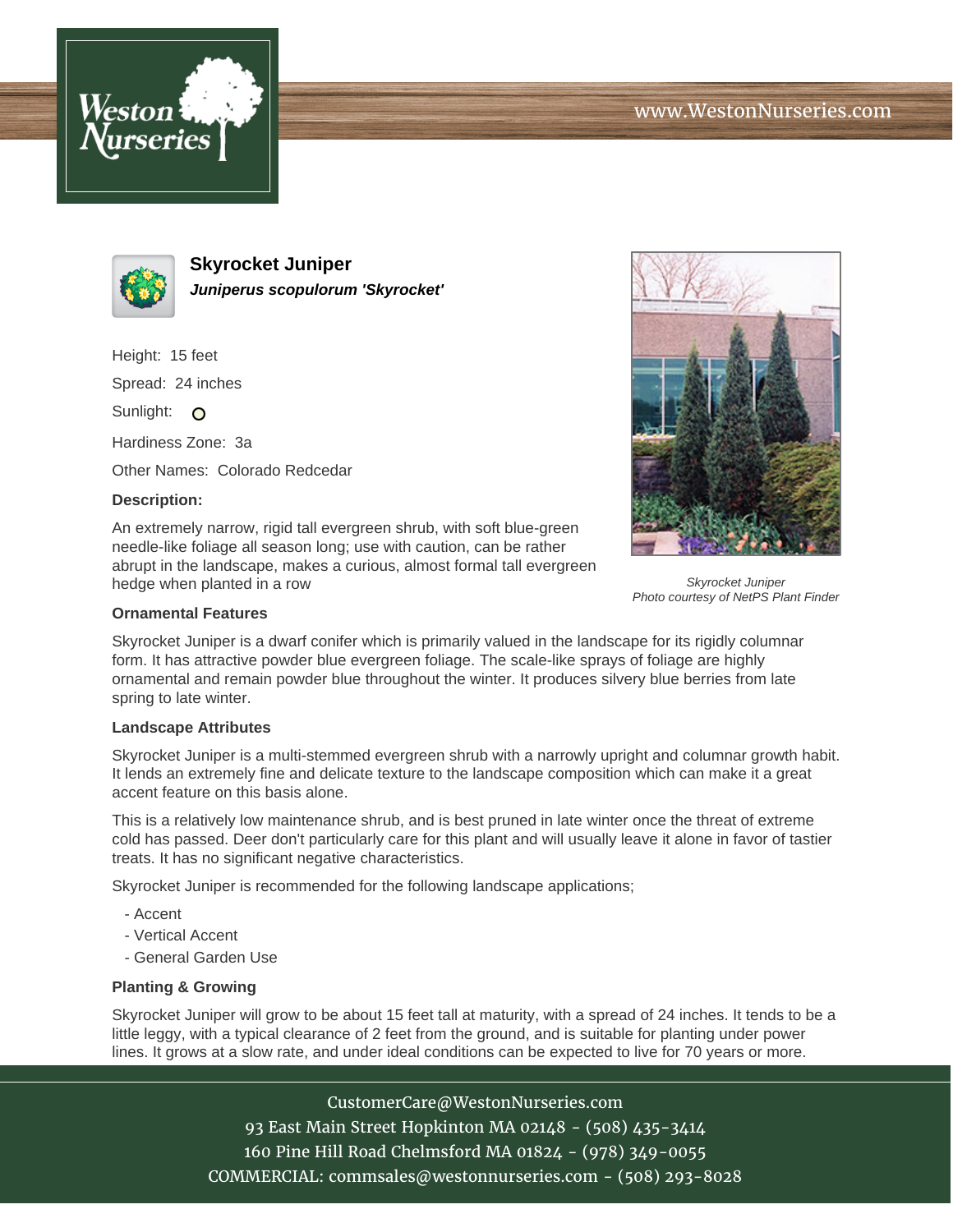# Skyrocket Juniper

***Juniperus scopulorum 'Skyrocket'***

Height: 15 feet

Spread: 24 inches

Sunlight: O

Hardiness Zone: 3a

Other Names: Colorado Redcedar

**Description:**

An extremely narrow, rigid tall evergreen shrub, with soft blue-green needle-like foliage all season long; use with caution, can be rather abrupt in the landscape, makes a curious, almost formal tall evergreen hedge when planted in a row

*Skyrocket Juniper*
*Photo courtesy of NetPS Plant Finder*

### Ornamental Features

Skyrocket Juniper is a dwarf conifer which is primarily valued in the landscape for its rigidly columnar form. It has attractive powder blue evergreen foliage. The scale-like sprays of foliage are highly ornamental and remain powder blue throughout the winter. It produces silvery blue berries from late spring to late winter.

### Landscape Attributes

Skyrocket Juniper is a multi-stemmed evergreen shrub with a narrowly upright and columnar growth habit. It lends an extremely fine and delicate texture to the landscape composition which can make it a great accent feature on this basis alone.

This is a relatively low maintenance shrub, and is best pruned in late winter once the threat of extreme cold has passed. Deer don't particularly care for this plant and will usually leave it alone in favor of tastier treats. It has no significant negative characteristics.

Skyrocket Juniper is recommended for the following landscape applications;

- Accent
- Vertical Accent
- General Garden Use

### Planting & Growing

Skyrocket Juniper will grow to be about 15 feet tall at maturity, with a spread of 24 inches. It tends to be a little leggy, with a typical clearance of 2 feet from the ground, and is suitable for planting under power lines. It grows at a slow rate, and under ideal conditions can be expected to live for 70 years or more.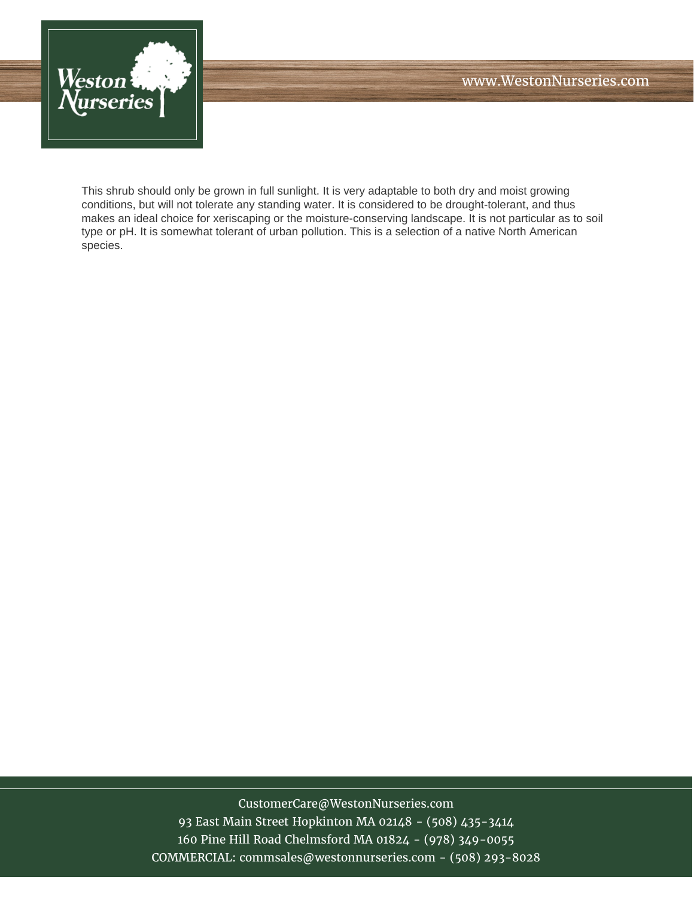This shrub should only be grown in full sunlight. It is very adaptable to both dry and moist growing conditions, but will not tolerate any standing water. It is considered to be drought-tolerant, and thus makes an ideal choice for xeriscaping or the moisture-conserving landscape. It is not particular as to soil type or pH. It is somewhat tolerant of urban pollution. This is a selection of a native North American species.